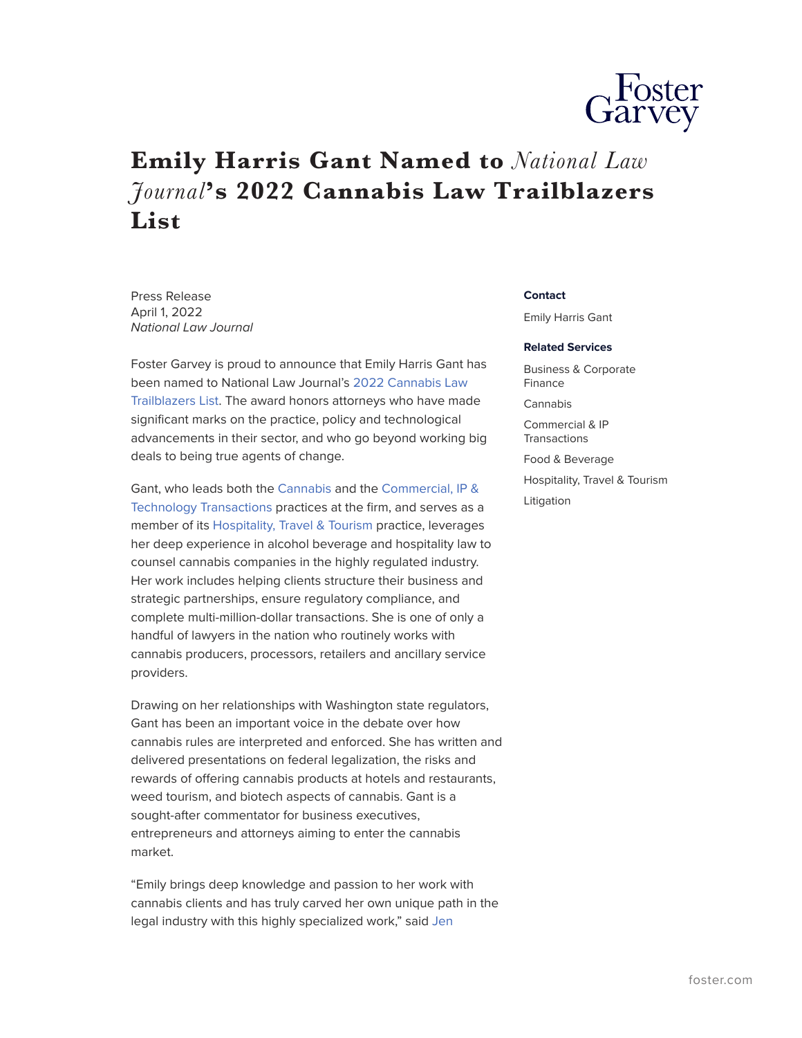# Emily Harris Gant Named to *National Law Journal*'s 2022 Cannabis Law Trailblazers List

Press Release
April 1, 2022
*National Law Journal*

Foster Garvey is proud to announce that Emily Harris Gant has been named to National Law Journal's 2022 Cannabis Law Trailblazers List. The award honors attorneys who have made significant marks on the practice, policy and technological advancements in their sector, and who go beyond working big deals to being true agents of change.

Gant, who leads both the Cannabis and the Commercial, IP & Technology Transactions practices at the firm, and serves as a member of its Hospitality, Travel & Tourism practice, leverages her deep experience in alcohol beverage and hospitality law to counsel cannabis companies in the highly regulated industry. Her work includes helping clients structure their business and strategic partnerships, ensure regulatory compliance, and complete multi-million-dollar transactions. She is one of only a handful of lawyers in the nation who routinely works with cannabis producers, processors, retailers and ancillary service providers.

Drawing on her relationships with Washington state regulators, Gant has been an important voice in the debate over how cannabis rules are interpreted and enforced. She has written and delivered presentations on federal legalization, the risks and rewards of offering cannabis products at hotels and restaurants, weed tourism, and biotech aspects of cannabis. Gant is a sought-after commentator for business executives, entrepreneurs and attorneys aiming to enter the cannabis market.

"Emily brings deep knowledge and passion to her work with cannabis clients and has truly carved her own unique path in the legal industry with this highly specialized work," said Jen

**Contact**

Emily Harris Gant

**Related Services**

Business & Corporate Finance

Cannabis

Commercial & IP Transactions

Food & Beverage

Hospitality, Travel & Tourism

Litigation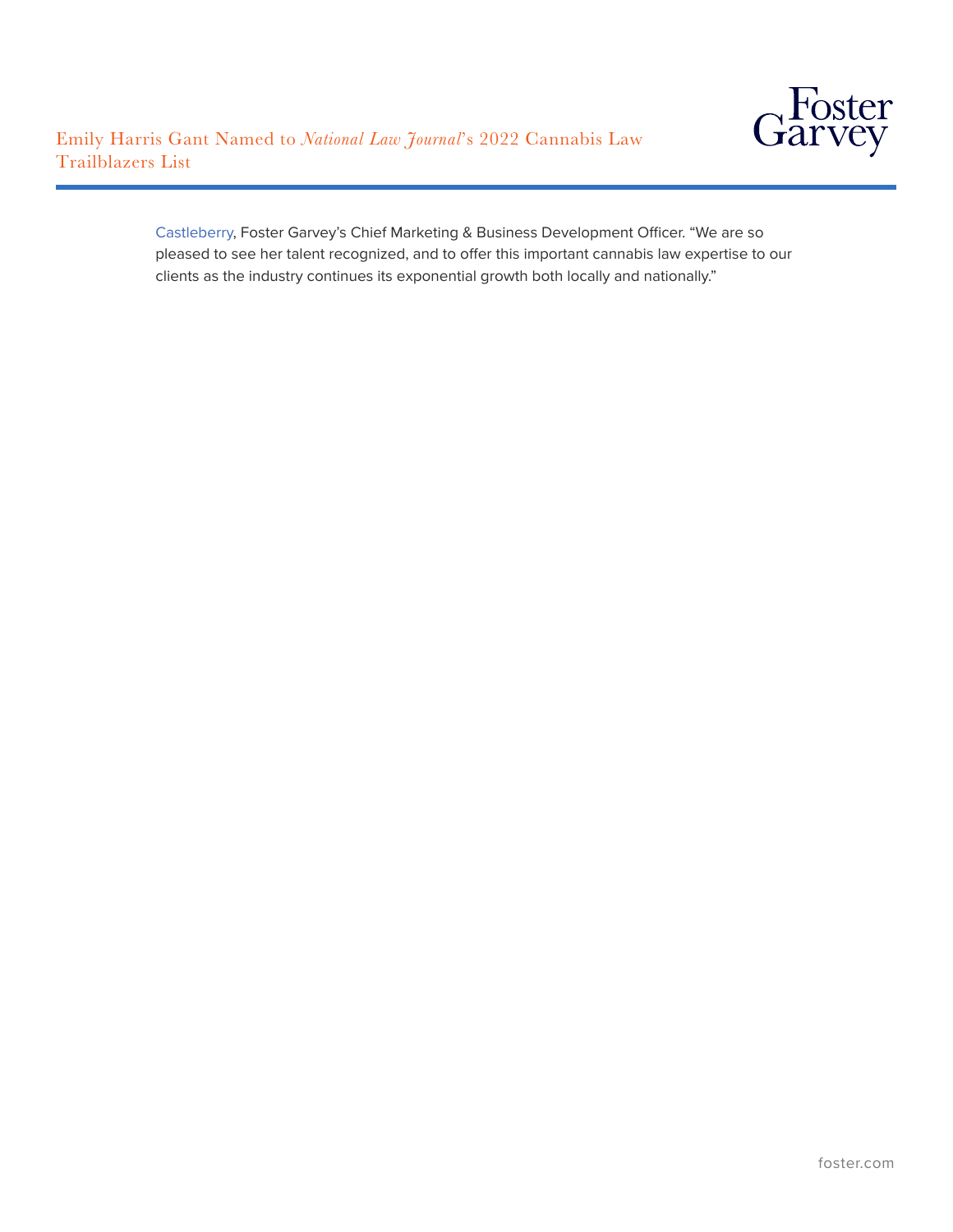Castleberry, Foster Garvey's Chief Marketing & Business Development Officer. "We are so pleased to see her talent recognized, and to offer this important cannabis law expertise to our clients as the industry continues its exponential growth both locally and nationally."